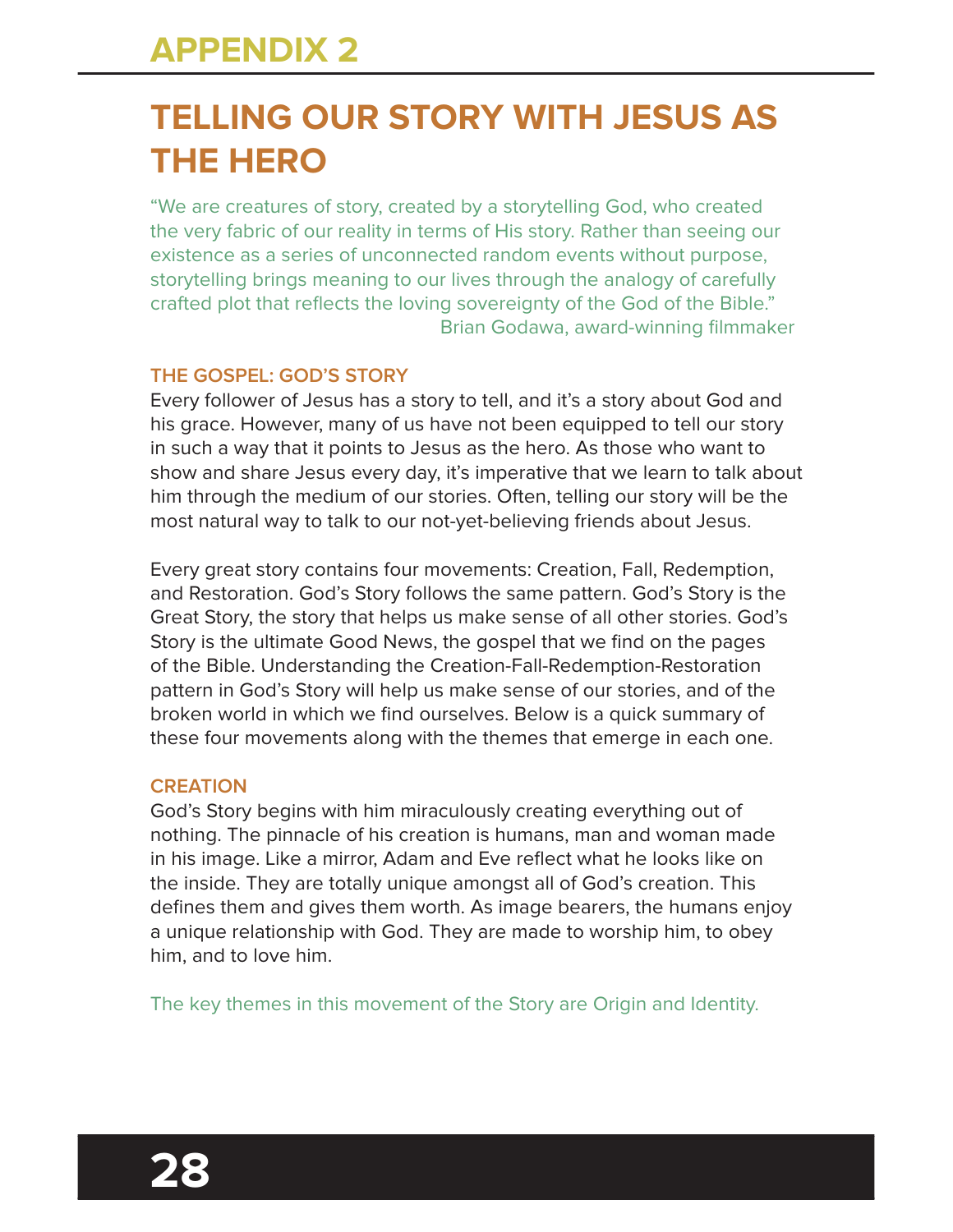# APPENDIX 2

## TELLING OUR STORY WITH JESUS AS THE HERO

"We are creatures of story, created by a storytelling God, who created the very fabric of our reality in terms of His story. Rather than seeing our existence as a series of unconnected random events without purpose, storytelling brings meaning to our lives through the analogy of carefully crafted plot that reflects the loving sovereignty of the God of the Bible."
Brian Godawa, award-winning filmmaker

### THE GOSPEL: GOD'S STORY

Every follower of Jesus has a story to tell, and it's a story about God and his grace. However, many of us have not been equipped to tell our story in such a way that it points to Jesus as the hero. As those who want to show and share Jesus every day, it's imperative that we learn to talk about him through the medium of our stories. Often, telling our story will be the most natural way to talk to our not-yet-believing friends about Jesus.

Every great story contains four movements: Creation, Fall, Redemption, and Restoration. God's Story follows the same pattern. God's Story is the Great Story, the story that helps us make sense of all other stories. God's Story is the ultimate Good News, the gospel that we find on the pages of the Bible. Understanding the Creation-Fall-Redemption-Restoration pattern in God's Story will help us make sense of our stories, and of the broken world in which we find ourselves. Below is a quick summary of these four movements along with the themes that emerge in each one.

### CREATION

God's Story begins with him miraculously creating everything out of nothing. The pinnacle of his creation is humans, man and woman made in his image. Like a mirror, Adam and Eve reflect what he looks like on the inside. They are totally unique amongst all of God's creation. This defines them and gives them worth. As image bearers, the humans enjoy a unique relationship with God. They are made to worship him, to obey him, and to love him.

The key themes in this movement of the Story are Origin and Identity.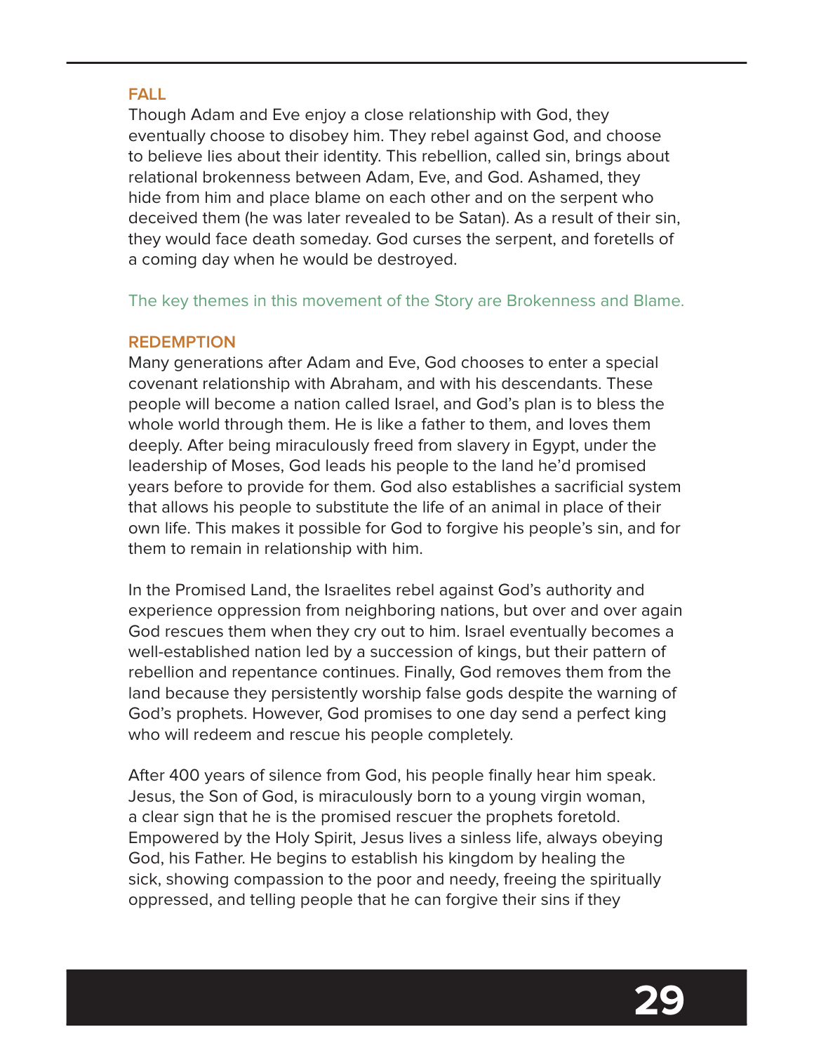## FALL

Though Adam and Eve enjoy a close relationship with God, they eventually choose to disobey him. They rebel against God, and choose to believe lies about their identity. This rebellion, called sin, brings about relational brokenness between Adam, Eve, and God. Ashamed, they hide from him and place blame on each other and on the serpent who deceived them (he was later revealed to be Satan). As a result of their sin, they would face death someday. God curses the serpent, and foretells of a coming day when he would be destroyed.

The key themes in this movement of the Story are Brokenness and Blame.

## REDEMPTION

Many generations after Adam and Eve, God chooses to enter a special covenant relationship with Abraham, and with his descendants. These people will become a nation called Israel, and God's plan is to bless the whole world through them. He is like a father to them, and loves them deeply. After being miraculously freed from slavery in Egypt, under the leadership of Moses, God leads his people to the land he'd promised years before to provide for them. God also establishes a sacrificial system that allows his people to substitute the life of an animal in place of their own life. This makes it possible for God to forgive his people's sin, and for them to remain in relationship with him.

In the Promised Land, the Israelites rebel against God's authority and experience oppression from neighboring nations, but over and over again God rescues them when they cry out to him. Israel eventually becomes a well-established nation led by a succession of kings, but their pattern of rebellion and repentance continues. Finally, God removes them from the land because they persistently worship false gods despite the warning of God's prophets. However, God promises to one day send a perfect king who will redeem and rescue his people completely.

After 400 years of silence from God, his people finally hear him speak. Jesus, the Son of God, is miraculously born to a young virgin woman, a clear sign that he is the promised rescuer the prophets foretold. Empowered by the Holy Spirit, Jesus lives a sinless life, always obeying God, his Father. He begins to establish his kingdom by healing the sick, showing compassion to the poor and needy, freeing the spiritually oppressed, and telling people that he can forgive their sins if they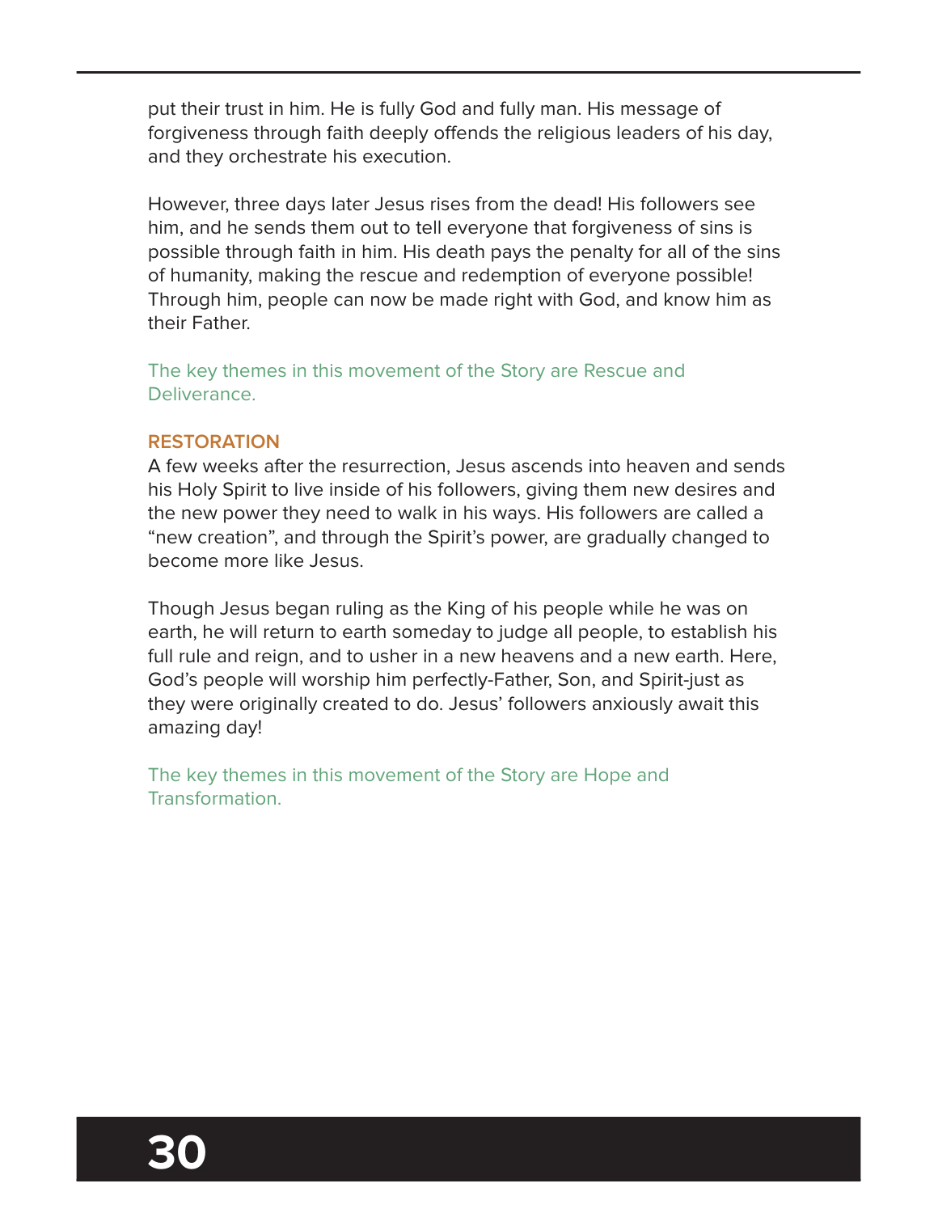put their trust in him. He is fully God and fully man. His message of forgiveness through faith deeply offends the religious leaders of his day, and they orchestrate his execution.

However, three days later Jesus rises from the dead! His followers see him, and he sends them out to tell everyone that forgiveness of sins is possible through faith in him. His death pays the penalty for all of the sins of humanity, making the rescue and redemption of everyone possible! Through him, people can now be made right with God, and know him as their Father.

The key themes in this movement of the Story are Rescue and Deliverance.

### RESTORATION

A few weeks after the resurrection, Jesus ascends into heaven and sends his Holy Spirit to live inside of his followers, giving them new desires and the new power they need to walk in his ways. His followers are called a "new creation", and through the Spirit's power, are gradually changed to become more like Jesus.

Though Jesus began ruling as the King of his people while he was on earth, he will return to earth someday to judge all people, to establish his full rule and reign, and to usher in a new heavens and a new earth. Here, God's people will worship him perfectly-Father, Son, and Spirit-just as they were originally created to do. Jesus' followers anxiously await this amazing day!

The key themes in this movement of the Story are Hope and Transformation.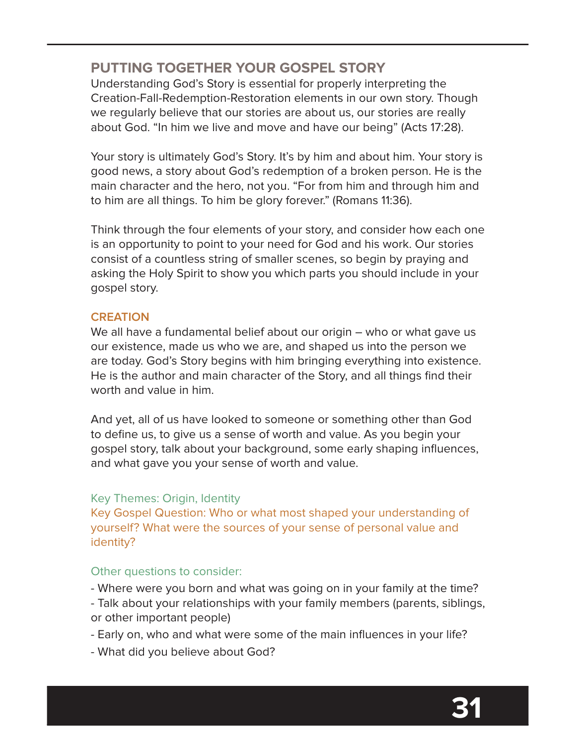## PUTTING TOGETHER YOUR GOSPEL STORY

Understanding God's Story is essential for properly interpreting the Creation-Fall-Redemption-Restoration elements in our own story. Though we regularly believe that our stories are about us, our stories are really about God. "In him we live and move and have our being" (Acts 17:28).

Your story is ultimately God's Story. It's by him and about him. Your story is good news, a story about God's redemption of a broken person. He is the main character and the hero, not you. "For from him and through him and to him are all things. To him be glory forever." (Romans 11:36).

Think through the four elements of your story, and consider how each one is an opportunity to point to your need for God and his work. Our stories consist of a countless string of smaller scenes, so begin by praying and asking the Holy Spirit to show you which parts you should include in your gospel story.

### CREATION

We all have a fundamental belief about our origin – who or what gave us our existence, made us who we are, and shaped us into the person we are today. God's Story begins with him bringing everything into existence. He is the author and main character of the Story, and all things find their worth and value in him.

And yet, all of us have looked to someone or something other than God to define us, to give us a sense of worth and value. As you begin your gospel story, talk about your background, some early shaping influences, and what gave you your sense of worth and value.

Key Themes: Origin, Identity
Key Gospel Question: Who or what most shaped your understanding of yourself? What were the sources of your sense of personal value and identity?

Other questions to consider:

- Where were you born and what was going on in your family at the time?
- Talk about your relationships with your family members (parents, siblings, or other important people)
- Early on, who and what were some of the main influences in your life?
- What did you believe about God?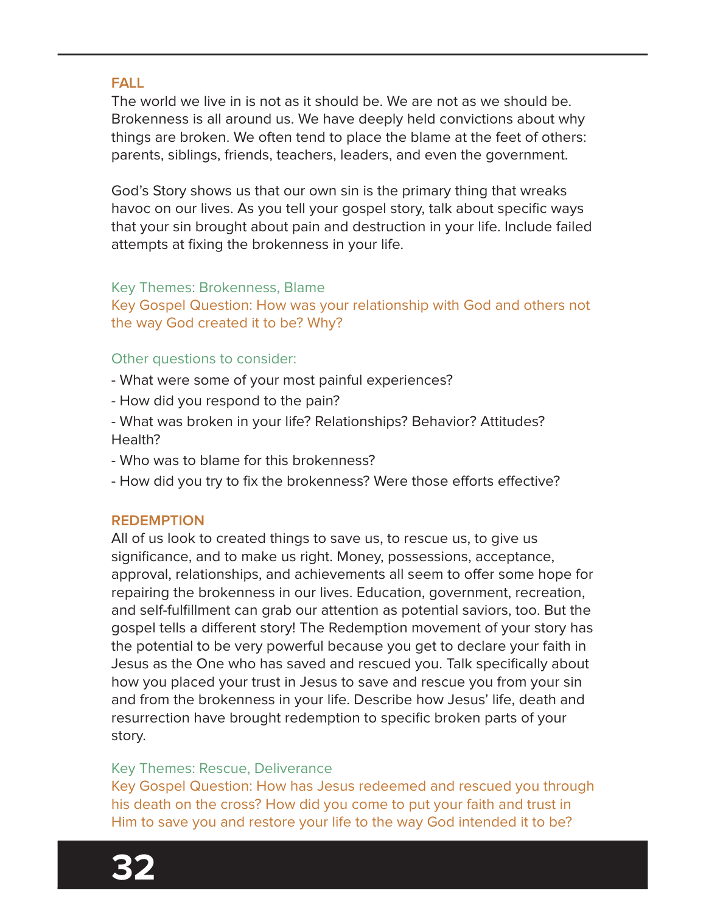## FALL

The world we live in is not as it should be. We are not as we should be. Brokenness is all around us. We have deeply held convictions about why things are broken. We often tend to place the blame at the feet of others: parents, siblings, friends, teachers, leaders, and even the government.

God's Story shows us that our own sin is the primary thing that wreaks havoc on our lives. As you tell your gospel story, talk about specific ways that your sin brought about pain and destruction in your life. Include failed attempts at fixing the brokenness in your life.

Key Themes: Brokenness, Blame

Key Gospel Question: How was your relationship with God and others not the way God created it to be? Why?

Other questions to consider:

- What were some of your most painful experiences?
- How did you respond to the pain?
- What was broken in your life? Relationships? Behavior? Attitudes? Health?
- Who was to blame for this brokenness?
- How did you try to fix the brokenness? Were those efforts effective?

## REDEMPTION

All of us look to created things to save us, to rescue us, to give us significance, and to make us right. Money, possessions, acceptance, approval, relationships, and achievements all seem to offer some hope for repairing the brokenness in our lives. Education, government, recreation, and self-fulfillment can grab our attention as potential saviors, too. But the gospel tells a different story! The Redemption movement of your story has the potential to be very powerful because you get to declare your faith in Jesus as the One who has saved and rescued you. Talk specifically about how you placed your trust in Jesus to save and rescue you from your sin and from the brokenness in your life. Describe how Jesus' life, death and resurrection have brought redemption to specific broken parts of your story.

Key Themes: Rescue, Deliverance

Key Gospel Question: How has Jesus redeemed and rescued you through his death on the cross? How did you come to put your faith and trust in Him to save you and restore your life to the way God intended it to be?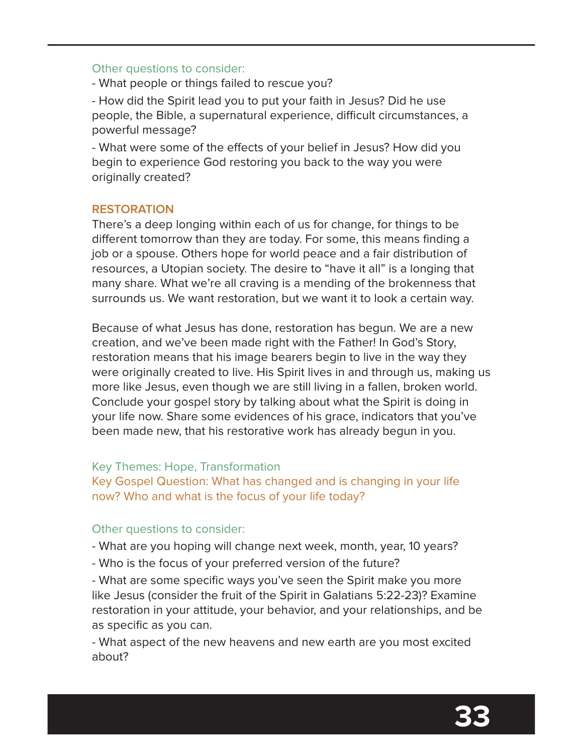Other questions to consider:

- What people or things failed to rescue you?
- How did the Spirit lead you to put your faith in Jesus? Did he use people, the Bible, a supernatural experience, difficult circumstances, a powerful message?
- What were some of the effects of your belief in Jesus? How did you begin to experience God restoring you back to the way you were originally created?

## RESTORATION

There's a deep longing within each of us for change, for things to be different tomorrow than they are today. For some, this means finding a job or a spouse. Others hope for world peace and a fair distribution of resources, a Utopian society. The desire to "have it all" is a longing that many share. What we're all craving is a mending of the brokenness that surrounds us. We want restoration, but we want it to look a certain way.

Because of what Jesus has done, restoration has begun. We are a new creation, and we've been made right with the Father! In God's Story, restoration means that his image bearers begin to live in the way they were originally created to live. His Spirit lives in and through us, making us more like Jesus, even though we are still living in a fallen, broken world. Conclude your gospel story by talking about what the Spirit is doing in your life now. Share some evidences of his grace, indicators that you've been made new, that his restorative work has already begun in you.

Key Themes: Hope, Transformation

Key Gospel Question: What has changed and is changing in your life now? Who and what is the focus of your life today?

Other questions to consider:

- What are you hoping will change next week, month, year, 10 years?
- Who is the focus of your preferred version of the future?
- What are some specific ways you've seen the Spirit make you more like Jesus (consider the fruit of the Spirit in Galatians 5:22-23)? Examine restoration in your attitude, your behavior, and your relationships, and be as specific as you can.
- What aspect of the new heavens and new earth are you most excited about?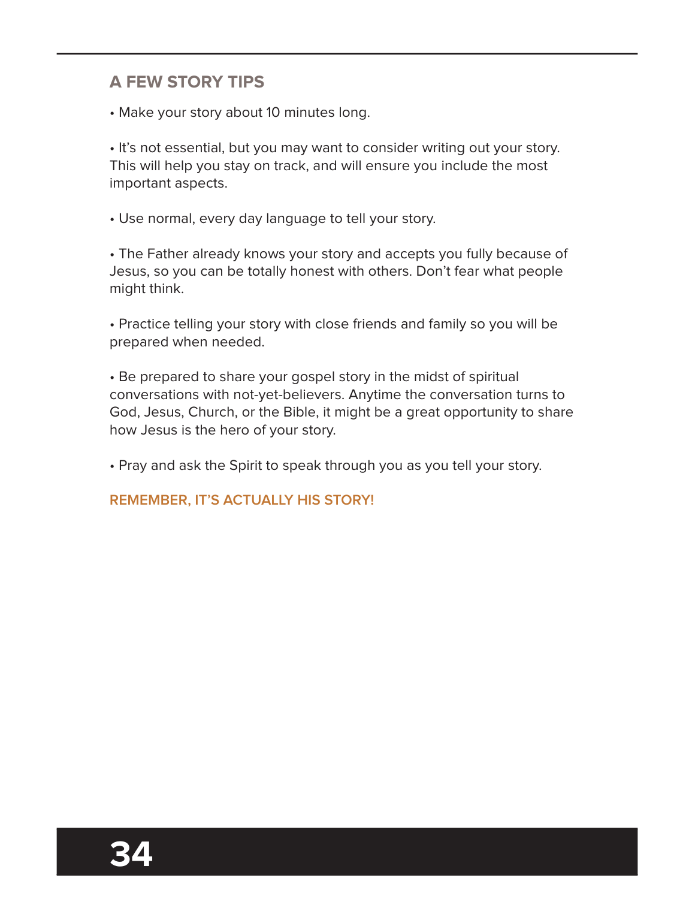## A FEW STORY TIPS

- Make your story about 10 minutes long.

- It's not essential, but you may want to consider writing out your story. This will help you stay on track, and will ensure you include the most important aspects.

- Use normal, every day language to tell your story.

- The Father already knows your story and accepts you fully because of Jesus, so you can be totally honest with others. Don't fear what people might think.

- Practice telling your story with close friends and family so you will be prepared when needed.

- Be prepared to share your gospel story in the midst of spiritual conversations with not-yet-believers. Anytime the conversation turns to God, Jesus, Church, or the Bible, it might be a great opportunity to share how Jesus is the hero of your story.

- Pray and ask the Spirit to speak through you as you tell your story.

**REMEMBER, IT'S ACTUALLY HIS STORY!**